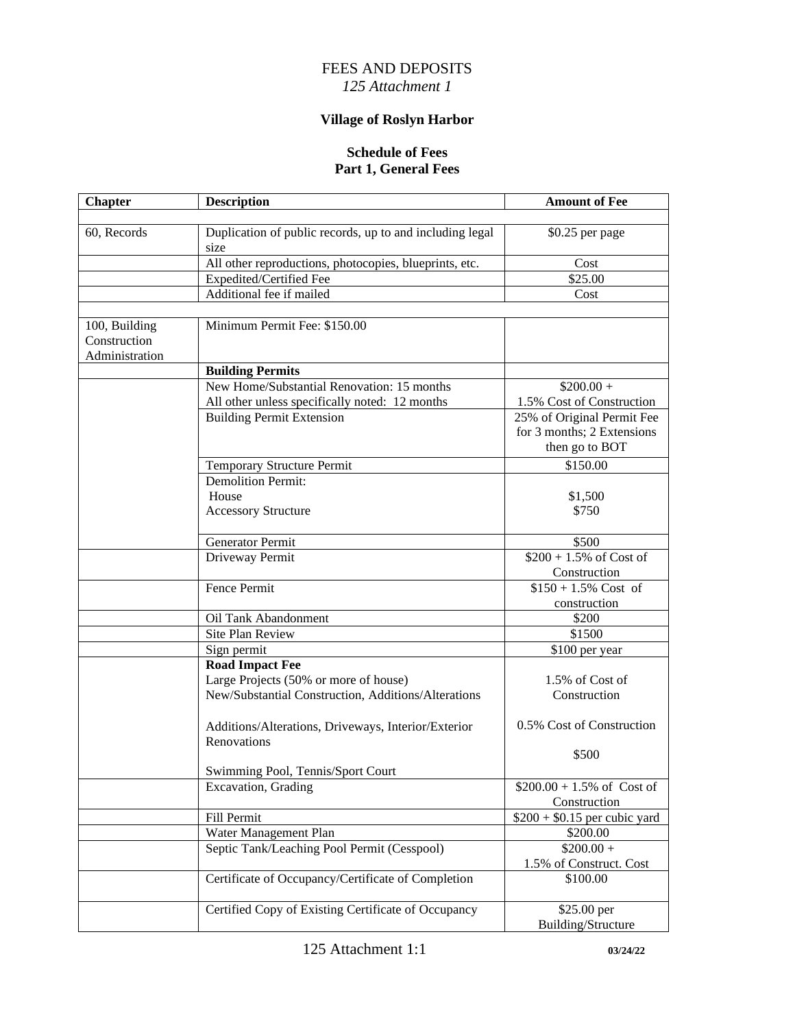# FEES AND DEPOSITS

*125 Attachment 1*

## Village of Roslyn Harbor

### Schedule of Fees
### Part 1, General Fees

| Chapter | Description | Amount of Fee |
|---|---|---|
| | | |
| 60, Records | Duplication of public records, up to and including legal size | $0.25 per page |
| | All other reproductions, photocopies, blueprints, etc. | Cost |
| | Expedited/Certified Fee | $25.00 |
| | Additional fee if mailed | Cost |
| | | |
| 100, Building Construction Administration | Minimum Permit Fee: $150.00 | |
| | **Building Permits** | |
| | New Home/Substantial Renovation: 15 months<br>All other unless specifically noted: 12 months | $200.00 +<br>1.5% Cost of Construction |
| | Building Permit Extension | 25% of Original Permit Fee for 3 months; 2 Extensions then go to BOT |
| | Temporary Structure Permit | $150.00 |
| | Demolition Permit:<br>House<br>Accessory Structure | <br>$1,500<br>$750 |
| | Generator Permit | $500 |
| | Driveway Permit | $200 + 1.5% of Cost of Construction |
| | Fence Permit | $150 + 1.5% Cost of construction |
| | Oil Tank Abandonment | $200 |
| | Site Plan Review | $1500 |
| | Sign permit | $100 per year |
| | **Road Impact Fee**<br>Large Projects (50% or more of house)<br>New/Substantial Construction, Additions/Alterations<br><br>Additions/Alterations, Driveways, Interior/Exterior Renovations<br><br>Swimming Pool, Tennis/Sport Court | <br>1.5% of Cost of Construction<br><br>0.5% Cost of Construction<br><br>$500 |
| | Excavation, Grading | $200.00 + 1.5% of Cost of Construction |
| | Fill Permit | $200 + $0.15 per cubic yard |
| | Water Management Plan | $200.00 |
| | Septic Tank/Leaching Pool Permit (Cesspool) | $200.00 +<br>1.5% of Construct. Cost |
| | Certificate of Occupancy/Certificate of Completion | $100.00 |
| | Certified Copy of Existing Certificate of Occupancy | $25.00 per Building/Structure |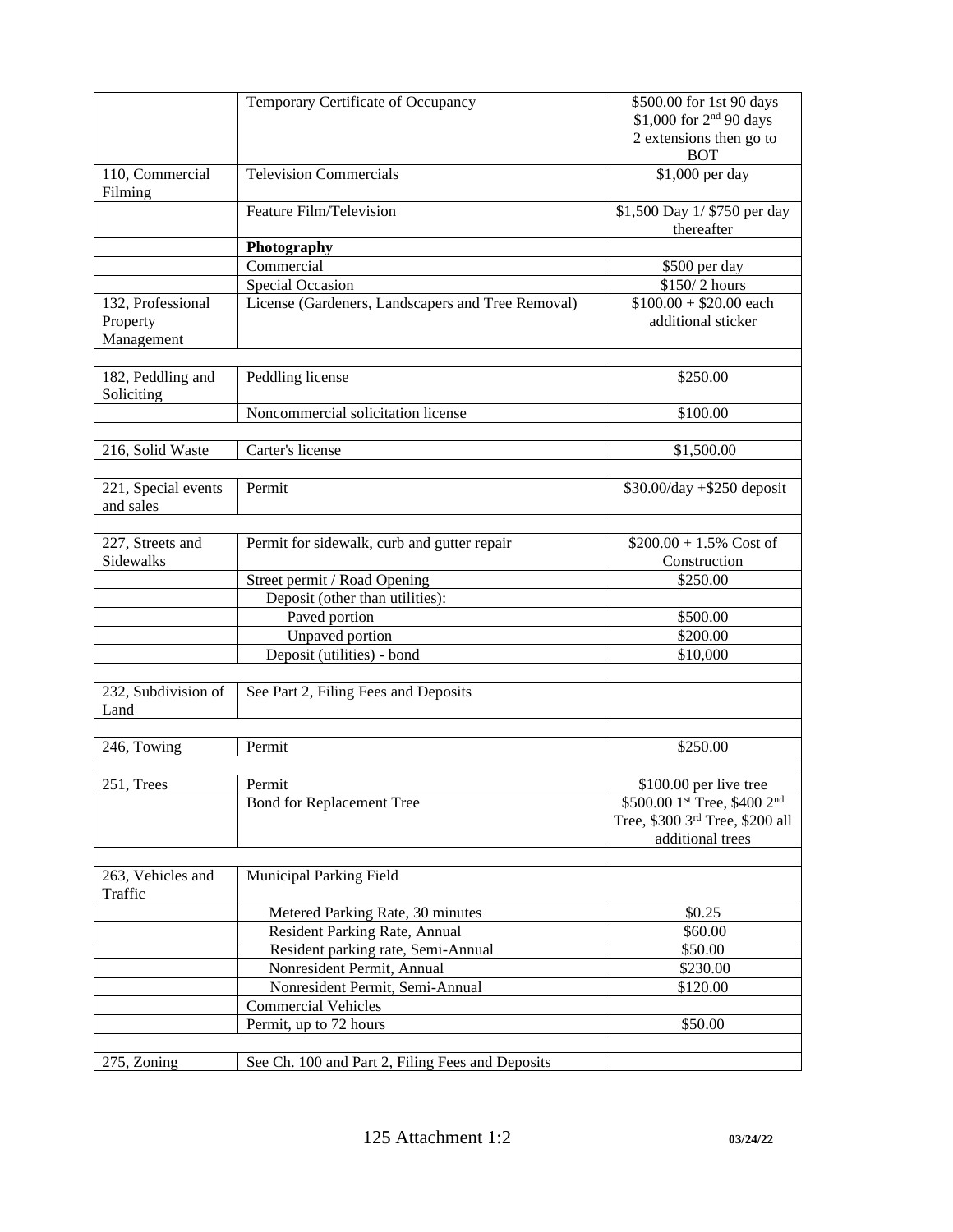| | | |
|---|---|---|
| | Temporary Certificate of Occupancy | \$500.00 for 1st 90 days<br>\$1,000 for 2nd 90 days<br>2 extensions then go to BOT |
| 110, Commercial Filming | Television Commercials | \$1,000 per day |
| | Feature Film/Television | \$1,500 Day 1/ \$750 per day thereafter |
| | **Photography** | |
| | Commercial | \$500 per day |
| | Special Occasion | \$150/ 2 hours |
| 132, Professional Property Management | License (Gardeners, Landscapers and Tree Removal) | \$100.00 + \$20.00 each additional sticker |
| | | |
| 182, Peddling and Soliciting | Peddling license | \$250.00 |
| | Noncommercial solicitation license | \$100.00 |
| | | |
| 216, Solid Waste | Carter's license | \$1,500.00 |
| | | |
| 221, Special events and sales | Permit | \$30.00/day +\$250 deposit |
| | | |
| 227, Streets and Sidewalks | Permit for sidewalk, curb and gutter repair | \$200.00 + 1.5% Cost of Construction |
| | Street permit / Road Opening | \$250.00 |
| | Deposit (other than utilities): | |
| | Paved portion | \$500.00 |
| | Unpaved portion | \$200.00 |
| | Deposit (utilities) - bond | \$10,000 |
| | | |
| 232, Subdivision of Land | See Part 2, Filing Fees and Deposits | |
| | | |
| 246, Towing | Permit | \$250.00 |
| | | |
| 251, Trees | Permit | \$100.00 per live tree |
| | Bond for Replacement Tree | \$500.00 1st Tree, \$400 2nd Tree, \$300 3rd Tree, \$200 all additional trees |
| | | |
| 263, Vehicles and Traffic | Municipal Parking Field | |
| | Metered Parking Rate, 30 minutes | \$0.25 |
| | Resident Parking Rate, Annual | \$60.00 |
| | Resident parking rate, Semi-Annual | \$50.00 |
| | Nonresident Permit, Annual | \$230.00 |
| | Nonresident Permit, Semi-Annual | \$120.00 |
| | Commercial Vehicles | |
| | Permit, up to 72 hours | \$50.00 |
| | | |
| 275, Zoning | See Ch. 100 and Part 2, Filing Fees and Deposits | |

125 Attachment 1:2 03/24/22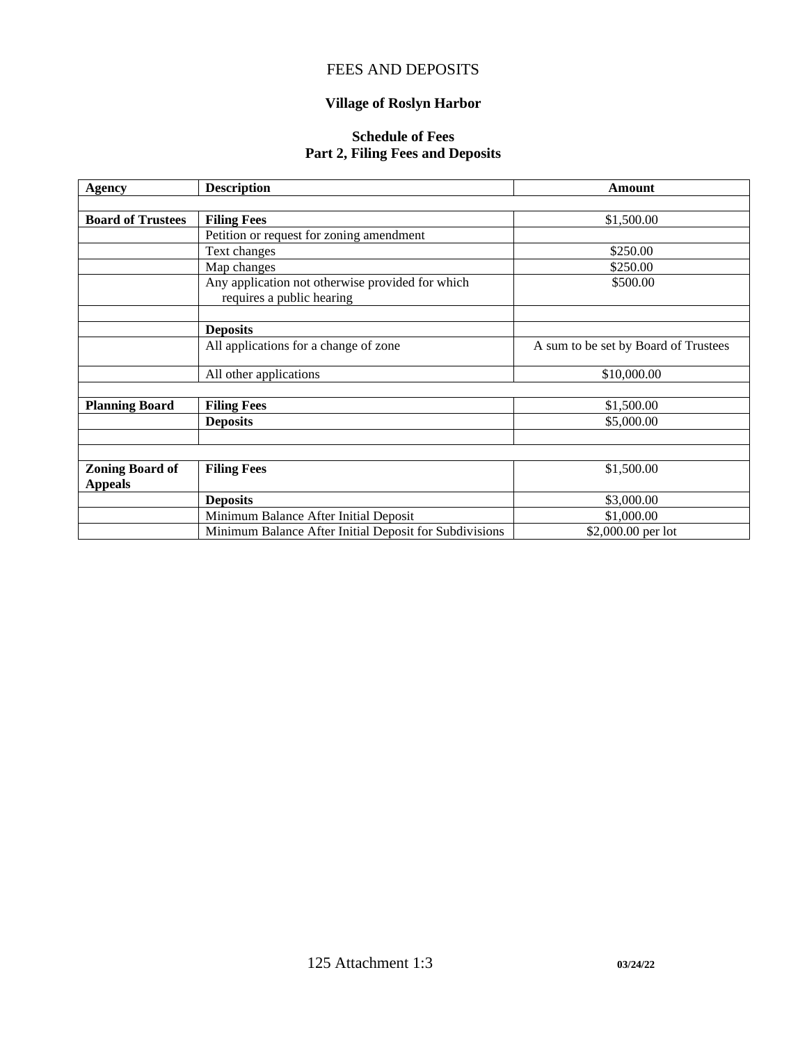# FEES AND DEPOSITS

## Village of Roslyn Harbor

### Schedule of Fees
### Part 2, Filing Fees and Deposits

| Agency | Description | Amount |
|---|---|---|
| | | |
| **Board of Trustees** | **Filing Fees** | $1,500.00 |
| | Petition or request for zoning amendment | |
| | Text changes | $250.00 |
| | Map changes | $250.00 |
| | Any application not otherwise provided for which requires a public hearing | $500.00 |
| | | |
| | **Deposits** | |
| | All applications for a change of zone | A sum to be set by Board of Trustees |
| | All other applications | $10,000.00 |
| | | |
| **Planning Board** | **Filing Fees** | $1,500.00 |
| | **Deposits** | $5,000.00 |
| | | |
| | | |
| **Zoning Board of Appeals** | **Filing Fees** | $1,500.00 |
| | **Deposits** | $3,000.00 |
| | Minimum Balance After Initial Deposit | $1,000.00 |
| | Minimum Balance After Initial Deposit for Subdivisions | $2,000.00 per lot |

125 Attachment 1:3 **03/24/22**